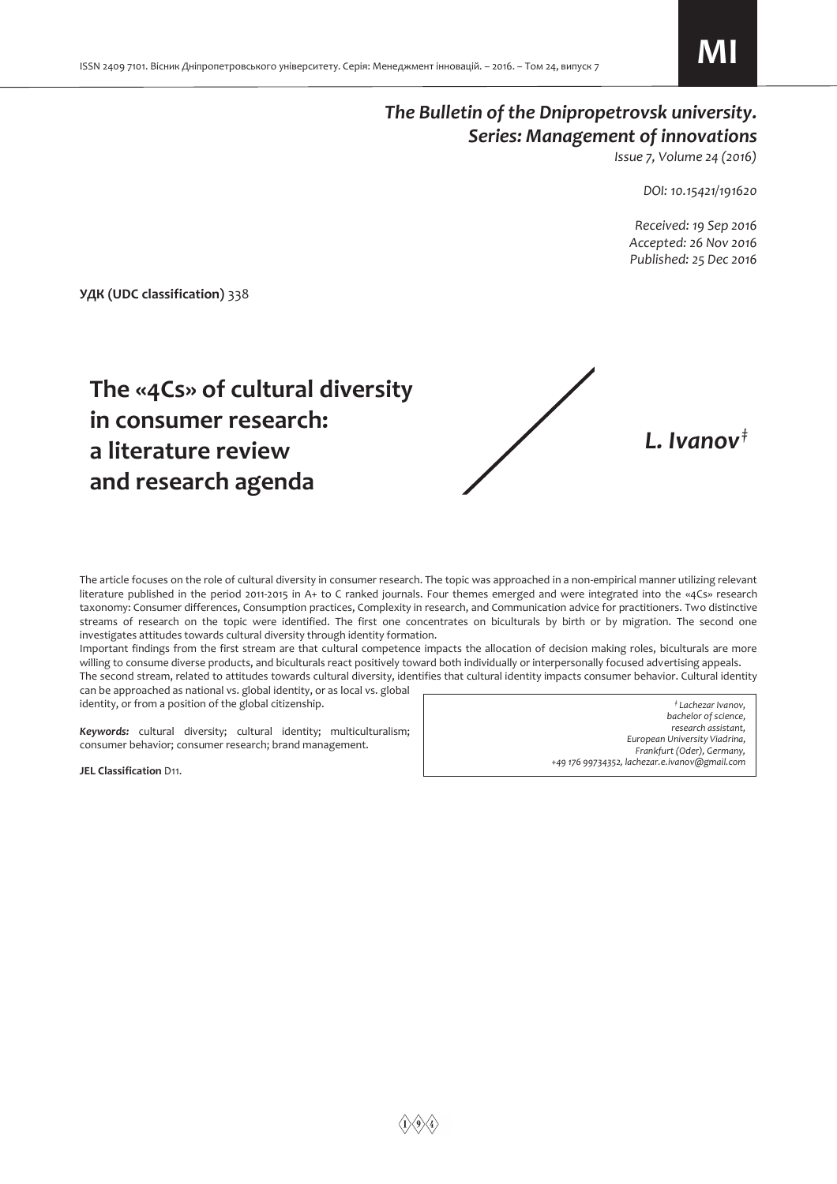*The Bulletin of the Dnipropetrovsk university. Series: Management of innovations*
*Issue 7, Volume 24 (2016)*

*DOI: 10.15421/191620*

*Received: 19 Sep 2016*
*Accepted: 26 Nov 2016*
*Published: 25 Dec 2016*

**УДК (UDC classification)** 338

# The «4Cs» of cultural diversity in consumer research: a literature review and research agenda

***L. Ivanov*** [‡]

The article focuses on the role of cultural diversity in consumer research. The topic was approached in a non-empirical manner utilizing relevant literature published in the period 2011-2015 in A+ to C ranked journals. Four themes emerged and were integrated into the «4Cs» research taxonomy: Consumer differences, Consumption practices, Complexity in research, and Communication advice for practitioners. Two distinctive streams of research on the topic were identified. The first one concentrates on biculturals by birth or by migration. The second one investigates attitudes towards cultural diversity through identity formation.

Important findings from the first stream are that cultural competence impacts the allocation of decision making roles, biculturals are more willing to consume diverse products, and biculturals react positively toward both individually or interpersonally focused advertising appeals.

The second stream, related to attitudes towards cultural diversity, identifies that cultural identity impacts consumer behavior. Cultural identity can be approached as national vs. global identity, or as local vs. global identity, or from a position of the global citizenship.

***Keywords:*** cultural diversity; cultural identity; multiculturalism; consumer behavior; consumer research; brand management.

**JEL Classification** D11.

*[‡] Lachezar Ivanov,*
*bachelor of science,*
*research assistant,*
*European University Viadrina,*
*Frankfurt (Oder), Germany,*
*+49 176 99734352, lachezar.e.ivanov@gmail.com*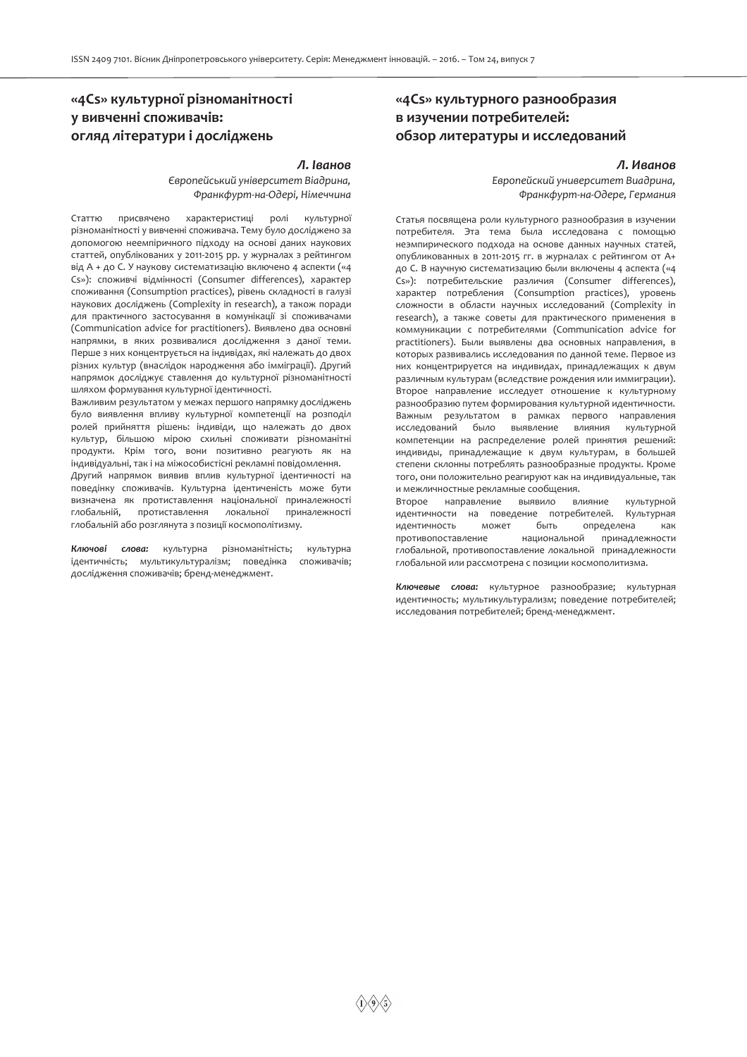## «4Cs» культурної різноманітності у вивченні споживачів: огляд літератури і досліджень

***Л. Іванов***

*Європейський університет Віадрина, Франкфурт-на-Одері, Німеччина*

Статтю присвячено характеристиці ролі культурної різноманітності у вивченні споживача. Тему було досліджено за допомогою неемпіричного підходу на основі даних наукових статтей, опублікованих у 2011-2015 рр. у журналах з рейтингом від А + до С. У наукову систематизацію включено 4 аспекти («4 Cs»): споживчі відмінності (Consumer differences), характер споживання (Consumption practices), рівень складності в галузі наукових досліджень (Complexity in research), а також поради для практичного застосування в комунікації зі споживачами (Communication advice for practitioners). Виявлено два основні напрямки, в яких розвивалися дослідження з даної теми. Перше з них концентрується на індивідах, які належать до двох різних культур (внаслідок народження або імміграції). Другий напрямок досліджує ставлення до культурної різноманітності шляхом формування культурної ідентичності.

Важливим результатом у межах першого напрямку досліджень було виявлення впливу культурної компетенції на розподіл ролей прийняття рішень: індивіди, що належать до двох культур, більшою мірою схильні споживати різноманітні продукти. Крім того, вони позитивно реагують як на індивідуальні, так і на міжособистісні рекламні повідомлення.

Другий напрямок виявив вплив культурної ідентичності на поведінку споживачів. Культурна ідентиченість може бути визначена як протиставлення національної приналежності глобальній, протиставлення локальної приналежності глобальній або розглянута з позиції космополітизму.

***Ключові слова:*** культурна різноманітність; культурна ідентичність; мультикультуралізм; поведінка споживачів; дослідження споживачів; бренд-менеджмент.

## «4Cs» культурного разнообразия в изучении потребителей: обзор литературы и исследований

***Л. Иванов***

*Европейский университет Виадрина, Франкфурт-на-Одере, Германия*

Статья посвящена роли культурного разнообразия в изучении потребителя. Эта тема была исследована с помощью неэмпирического подхода на основе данных научных статей, опубликованных в 2011-2015 гг. в журналах с рейтингом от А+ до С. В научную систематизацию были включены 4 аспекта («4 Cs»): потребительские различия (Consumer differences), характер потребления (Consumption practices), уровень сложности в области научных исследований (Complexity in research), а также советы для практического применения в коммуникации с потребителями (Communication advice for practitioners). Были выявлены два основных направления, в которых развивались исследования по данной теме. Первое из них концентрируется на индивидах, принадлежащих к двум различным культурам (вследствие рождения или иммиграции). Второе направление исследует отношение к культурному разнообразию путем формирования культурной идентичности.

Важным результатом в рамках первого направления исследований было выявление влияния культурной компетенции на распределение ролей принятия решений: индивиды, принадлежащие к двум культурам, в большей степени склонны потреблять разнообразные продукты. Кроме того, они положительно реагируют как на индивидуальные, так и межличностные рекламные сообщения.

Второе направление выявило влияние культурной идентичности на поведение потребителей. Культурная идентичность может быть определена как противопоставление национальной принадлежности глобальной, противопоставление локальной принадлежности глобальной или рассмотрена с позиции космополитизма.

***Ключевые слова:*** культурное разнообразие; культурная идентичность; мультикультурализм; поведение потребителей; исследования потребителей; бренд-менеджмент.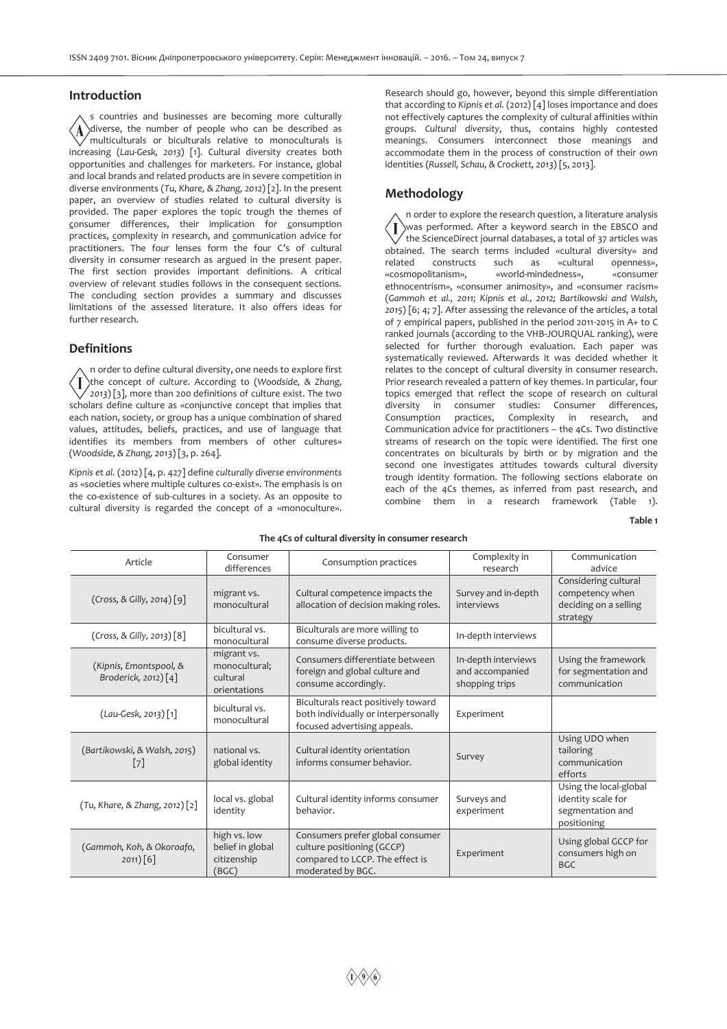## Introduction

As countries and businesses are becoming more culturally diverse, the number of people who can be described as multiculturals or biculturals relative to monoculturals is increasing (*Lau-Gesk, 2013*) [1]. Cultural diversity creates both opportunities and challenges for marketers. For instance, global and local brands and related products are in severe competition in diverse environments (*Tu, Khare, & Zhang, 2012*) [2]. In the present paper, an overview of studies related to cultural diversity is provided. The paper explores the topic trough the themes of consumer differences, their implication for consumption practices, complexity in research, and communication advice for practitioners. The four lenses form the four C's of cultural diversity in consumer research as argued in the present paper. The first section provides important definitions. A critical overview of relevant studies follows in the consequent sections. The concluding section provides a summary and discusses limitations of the assessed literature. It also offers ideas for further research.

## Definitions

In order to define cultural diversity, one needs to explore first the concept of *culture*. According to (*Woodside, & Zhang, 2013*) [3], more than 200 definitions of culture exist. The two scholars define culture as «conjunctive concept that implies that each nation, society, or group has a unique combination of shared values, attitudes, beliefs, practices, and use of language that identifies its members from members of other cultures» (*Woodside, & Zhang, 2013*) [3, p. 264].

*Kipnis et al.* (2012) [4, p. 427] define *culturally diverse environments* as «societies where multiple cultures co-exist». The emphasis is on the co-existence of sub-cultures in a society. As an opposite to cultural diversity is regarded the concept of a «monoculture». Research should go, however, beyond this simple differentiation that according to *Kipnis et al.* (2012) [4] loses importance and does not effectively captures the complexity of cultural affinities within groups. *Cultural diversity*, thus, contains highly contested meanings. Consumers interconnect those meanings and accommodate them in the process of construction of their own identities (*Russell, Schau, & Crockett, 2013*) [5, 2013].

## Methodology

In order to explore the research question, a literature analysis was performed. After a keyword search in the EBSCO and the ScienceDirect journal databases, a total of 37 articles was obtained. The search terms included «cultural diversity» and related constructs such as «cultural openness», «cosmopolitanism», «world-mindedness», «consumer ethnocentrism», «consumer animosity», and «consumer racism» (*Gammoh et al., 2011; Kipnis et al., 2012; Bartikowski and Walsh, 2015*) [6; 4; 7]. After assessing the relevance of the articles, a total of 7 empirical papers, published in the period 2011-2015 in A+ to C ranked journals (according to the VHB-JOURQUAL ranking), were selected for further thorough evaluation. Each paper was systematically reviewed. Afterwards it was decided whether it relates to the concept of cultural diversity in consumer research. Prior research revealed a pattern of key themes. In particular, four topics emerged that reflect the scope of research on cultural diversity in consumer studies: Consumer differences, Consumption practices, Complexity in research, and Communication advice for practitioners – the 4Cs. Two distinctive streams of research on the topic were identified. The first one concentrates on biculturals by birth or by migration and the second one investigates attitudes towards cultural diversity trough identity formation. The following sections elaborate on each of the 4Cs themes, as inferred from past research, and combine them in a research framework (Table 1).

Table 1

**The 4Cs of cultural diversity in consumer research**

| Article | Consumer differences | Consumption practices | Complexity in research | Communication advice |
|---|---|---|---|---|
| (*Cross, & Gilly, 2014*) [9] | migrant vs. monocultural | Cultural competence impacts the allocation of decision making roles. | Survey and in-depth interviews | Considering cultural competency when deciding on a selling strategy |
| (*Cross, & Gilly, 2013*) [8] | bicultural vs. monocultural | Biculturals are more willing to consume diverse products. | In-depth interviews | |
| (*Kipnis, Emontspool, & Broderick, 2012*) [4] | migrant vs. monocultural; cultural orientations | Consumers differentiate between foreign and global culture and consume accordingly. | In-depth interviews and accompanied shopping trips | Using the framework for segmentation and communication |
| (*Lau-Gesk, 2013*) [1] | bicultural vs. monocultural | Biculturals react positively toward both individually or interpersonally focused advertising appeals. | Experiment | |
| (*Bartikowski, & Walsh, 2015*) [7] | national vs. global identity | Cultural identity orientation informs consumer behavior. | Survey | Using UDO when tailoring communication efforts |
| (*Tu, Khare, & Zhang, 2012*) [2] | local vs. global identity | Cultural identity informs consumer behavior. | Surveys and experiment | Using the local-global identity scale for segmentation and positioning |
| (*Gammoh, Koh, & Okoroafo, 2011*) [6] | high vs. low belief in global citizenship (BGC) | Consumers prefer global consumer culture positioning (GCCP) compared to LCCP. The effect is moderated by BGC. | Experiment | Using global GCCP for consumers high on BGC |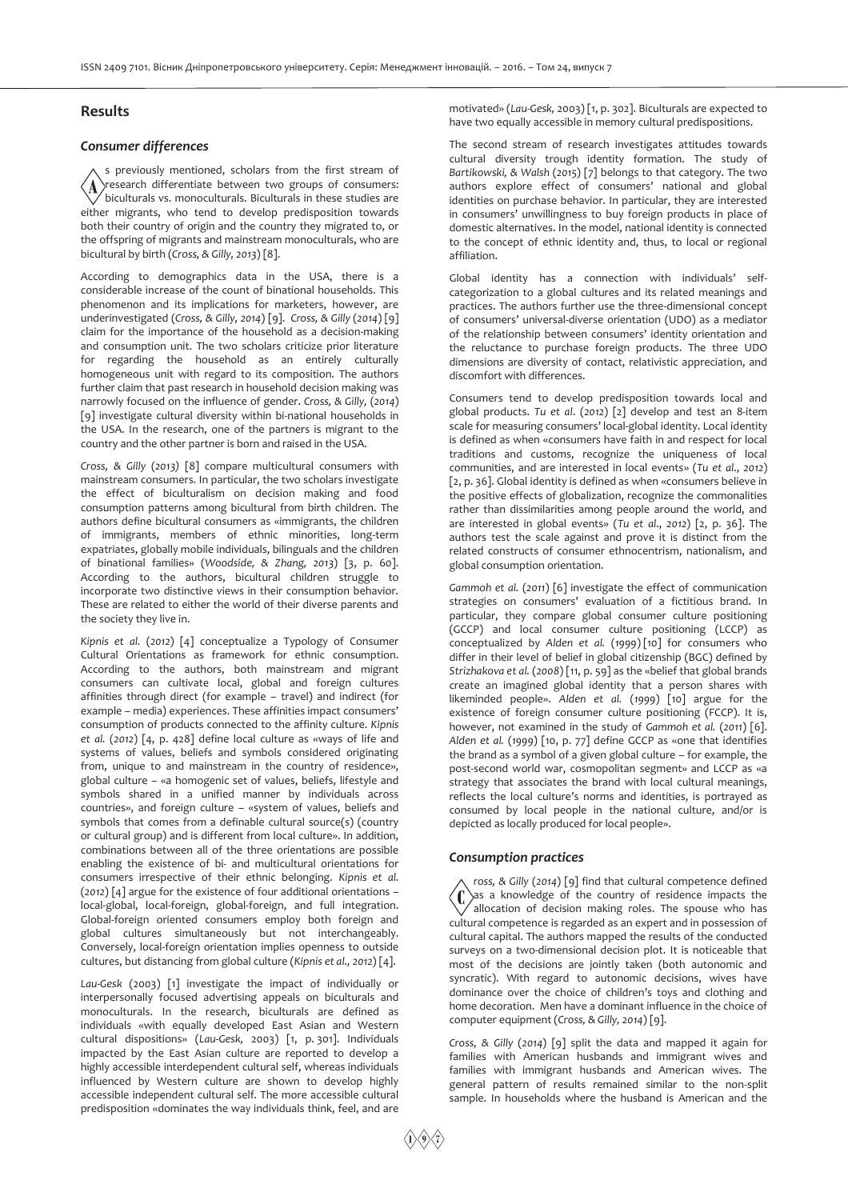## Results

### *Consumer differences*

As previously mentioned, scholars from the first stream of research differentiate between two groups of consumers: biculturals vs. monoculturals. Biculturals in these studies are either migrants, who tend to develop predisposition towards both their country of origin and the country they migrated to, or the offspring of migrants and mainstream monoculturals, who are bicultural by birth (*Cross, & Gilly, 2013*) [8].

According to demographics data in the USA, there is a considerable increase of the count of binational households. This phenomenon and its implications for marketers, however, are underinvestigated (*Cross, & Gilly, 2014*) [9]. *Cross, & Gilly (2014)* [9] claim for the importance of the household as a decision-making and consumption unit. The two scholars criticize prior literature for regarding the household as an entirely culturally homogeneous unit with regard to its composition. The authors further claim that past research in household decision making was narrowly focused on the influence of gender. *Cross, & Gilly, (2014)* [9] investigate cultural diversity within bi-national households in the USA. In the research, one of the partners is migrant to the country and the other partner is born and raised in the USA.

*Cross, & Gilly (2013)* [8] compare multicultural consumers with mainstream consumers. In particular, the two scholars investigate the effect of biculturalism on decision making and food consumption patterns among bicultural from birth children. The authors define bicultural consumers as «immigrants, the children of immigrants, members of ethnic minorities, long-term expatriates, globally mobile individuals, bilinguals and the children of binational families» (*Woodside, & Zhang, 2013*) [3, p. 60]. According to the authors, bicultural children struggle to incorporate two distinctive views in their consumption behavior. These are related to either the world of their diverse parents and the society they live in.

*Kipnis et al. (2012)* [4] conceptualize a Typology of Consumer Cultural Orientations as framework for ethnic consumption. According to the authors, both mainstream and migrant consumers can cultivate local, global and foreign cultures affinities through direct (for example – travel) and indirect (for example – media) experiences. These affinities impact consumers' consumption of products connected to the affinity culture. *Kipnis et al. (2012)* [4, p. 428] define local culture as «ways of life and systems of values, beliefs and symbols considered originating from, unique to and mainstream in the country of residence», global culture – «a homogenic set of values, beliefs, lifestyle and symbols shared in a unified manner by individuals across countries», and foreign culture – «system of values, beliefs and symbols that comes from a definable cultural source(s) (country or cultural group) and is different from local culture». In addition, combinations between all of the three orientations are possible enabling the existence of bi- and multicultural orientations for consumers irrespective of their ethnic belonging. *Kipnis et al. (2012)* [4] argue for the existence of four additional orientations – local-global, local-foreign, global-foreign, and full integration. Global-foreign oriented consumers employ both foreign and global cultures simultaneously but not interchangeably. Conversely, local-foreign orientation implies openness to outside cultures, but distancing from global culture (*Kipnis et al., 2012*) [4].

*Lau-Gesk* (2003) [1] investigate the impact of individually or interpersonally focused advertising appeals on biculturals and monoculturals. In the research, biculturals are defined as individuals «with equally developed East Asian and Western cultural dispositions» (*Lau-Gesk, 2003*) [1, p. 301]. Individuals impacted by the East Asian culture are reported to develop a highly accessible interdependent cultural self, whereas individuals influenced by Western culture are shown to develop highly accessible independent cultural self. The more accessible cultural predisposition «dominates the way individuals think, feel, and are motivated» (*Lau-Gesk, 2003*) [1, p. 302]. Biculturals are expected to have two equally accessible in memory cultural predispositions.

The second stream of research investigates attitudes towards cultural diversity trough identity formation. The study of *Bartikowski, & Walsh (2015)* [7] belongs to that category. The two authors explore effect of consumers' national and global identities on purchase behavior. In particular, they are interested in consumers' unwillingness to buy foreign products in place of domestic alternatives. In the model, national identity is connected to the concept of ethnic identity and, thus, to local or regional affiliation.

Global identity has a connection with individuals' self-categorization to a global cultures and its related meanings and practices. The authors further use the three-dimensional concept of consumers' universal-diverse orientation (UDO) as a mediator of the relationship between consumers' identity orientation and the reluctance to purchase foreign products. The three UDO dimensions are diversity of contact, relativistic appreciation, and discomfort with differences.

Consumers tend to develop predisposition towards local and global products. *Tu et al. (2012)* [2] develop and test an 8-item scale for measuring consumers' local-global identity. Local identity is defined as when «consumers have faith in and respect for local traditions and customs, recognize the uniqueness of local communities, and are interested in local events» (*Tu et al., 2012*) [2, p. 36]. Global identity is defined as when «consumers believe in the positive effects of globalization, recognize the commonalities rather than dissimilarities among people around the world, and are interested in global events» (*Tu et al., 2012*) [2, p. 36]. The authors test the scale against and prove it is distinct from the related constructs of consumer ethnocentrism, nationalism, and global consumption orientation.

*Gammoh et al. (2011)* [6] investigate the effect of communication strategies on consumers' evaluation of a fictitious brand. In particular, they compare global consumer culture positioning (GCCP) and local consumer culture positioning (LCCP) as conceptualized by *Alden et al. (1999)* [10] for consumers who differ in their level of belief in global citizenship (BGC) defined by *Strizhakova et al. (2008)* [11, p. 59] as the «belief that global brands create an imagined global identity that a person shares with likeminded people». *Alden et al. (1999)* [10] argue for the existence of foreign consumer culture positioning (FCCP). It is, however, not examined in the study of *Gammoh et al. (2011)* [6]. *Alden et al. (1999)* [10, p. 77] define GCCP as «one that identifies the brand as a symbol of a given global culture – for example, the post-second world war, cosmopolitan segment» and LCCP as «a strategy that associates the brand with local cultural meanings, reflects the local culture's norms and identities, is portrayed as consumed by local people in the national culture, and/or is depicted as locally produced for local people».

### *Consumption practices*

*Cross, & Gilly (2014)* [9] find that cultural competence defined as a knowledge of the country of residence impacts the allocation of decision making roles. The spouse who has cultural competence is regarded as an expert and in possession of cultural capital. The authors mapped the results of the conducted surveys on a two-dimensional decision plot. It is noticeable that most of the decisions are jointly taken (both autonomic and syncratic). With regard to autonomic decisions, wives have dominance over the choice of children's toys and clothing and home decoration. Men have a dominant influence in the choice of computer equipment (*Cross, & Gilly, 2014*) [9].

*Cross, & Gilly (2014)* [9] split the data and mapped it again for families with American husbands and immigrant wives and families with immigrant husbands and American wives. The general pattern of results remained similar to the non-split sample. In households where the husband is American and the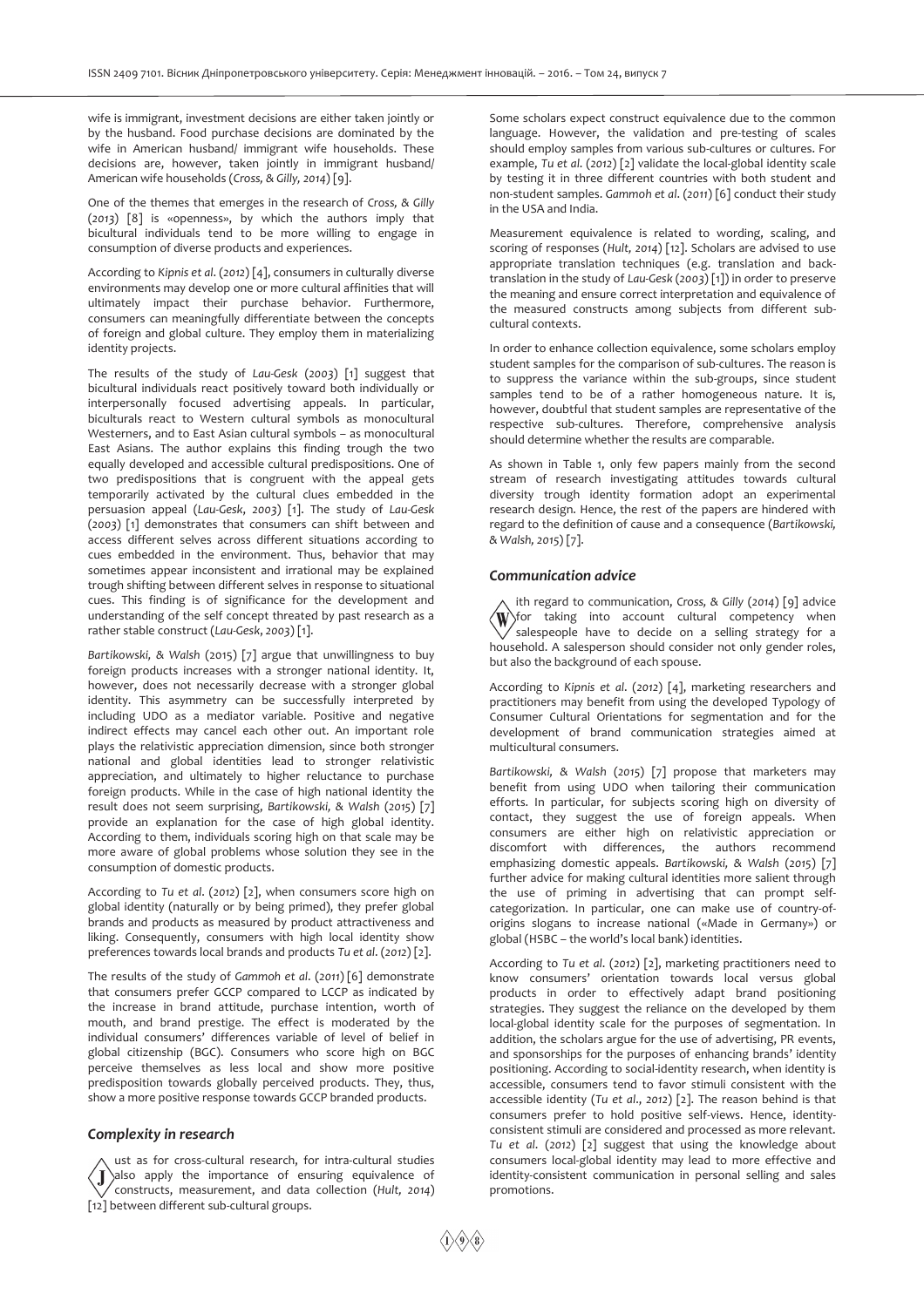wife is immigrant, investment decisions are either taken jointly or by the husband. Food purchase decisions are dominated by the wife in American husband/ immigrant wife households. These decisions are, however, taken jointly in immigrant husband/ American wife households (*Cross, & Gilly, 2014*) [9].

One of the themes that emerges in the research of *Cross, & Gilly* (*2013*) [8] is «openness», by which the authors imply that bicultural individuals tend to be more willing to engage in consumption of diverse products and experiences.

According to *Kipnis et al.* (*2012*) [4], consumers in culturally diverse environments may develop one or more cultural affinities that will ultimately impact their purchase behavior. Furthermore, consumers can meaningfully differentiate between the concepts of foreign and global culture. They employ them in materializing identity projects.

The results of the study of *Lau-Gesk* (*2003*) [1] suggest that bicultural individuals react positively toward both individually or interpersonally focused advertising appeals. In particular, biculturals react to Western cultural symbols as monocultural Westerners, and to East Asian cultural symbols – as monocultural East Asians. The author explains this finding trough the two equally developed and accessible cultural predispositions. One of two predispositions that is congruent with the appeal gets temporarily activated by the cultural clues embedded in the persuasion appeal (*Lau-Gesk, 2003*) [1]. The study of *Lau-Gesk* (*2003*) [1] demonstrates that consumers can shift between and access different selves across different situations according to cues embedded in the environment. Thus, behavior that may sometimes appear inconsistent and irrational may be explained trough shifting between different selves in response to situational cues. This finding is of significance for the development and understanding of the self concept threated by past research as a rather stable construct (*Lau-Gesk, 2003*) [1].

*Bartikowski, & Walsh* (2015) [7] argue that unwillingness to buy foreign products increases with a stronger national identity. It, however, does not necessarily decrease with a stronger global identity. This asymmetry can be successfully interpreted by including UDO as a mediator variable. Positive and negative indirect effects may cancel each other out. An important role plays the relativistic appreciation dimension, since both stronger national and global identities lead to stronger relativistic appreciation, and ultimately to higher reluctance to purchase foreign products. While in the case of high national identity the result does not seem surprising, *Bartikowski, & Walsh* (*2015*) [7] provide an explanation for the case of high global identity. According to them, individuals scoring high on that scale may be more aware of global problems whose solution they see in the consumption of domestic products.

According to *Tu et al.* (*2012*) [2], when consumers score high on global identity (naturally or by being primed), they prefer global brands and products as measured by product attractiveness and liking. Consequently, consumers with high local identity show preferences towards local brands and products *Tu et al.* (*2012*) [2].

The results of the study of *Gammoh et al.* (*2011*) [6] demonstrate that consumers prefer GCCP compared to LCCP as indicated by the increase in brand attitude, purchase intention, worth of mouth, and brand prestige. The effect is moderated by the individual consumers' differences variable of level of belief in global citizenship (BGC). Consumers who score high on BGC perceive themselves as less local and show more positive predisposition towards globally perceived products. They, thus, show a more positive response towards GCCP branded products.

### *Complexity in research*

Just as for cross-cultural research, for intra-cultural studies also apply the importance of ensuring equivalence of constructs, measurement, and data collection (*Hult, 2014*) [12] between different sub-cultural groups.

Some scholars expect construct equivalence due to the common language. However, the validation and pre-testing of scales should employ samples from various sub-cultures or cultures. For example, *Tu et al.* (*2012*) [2] validate the local-global identity scale by testing it in three different countries with both student and non-student samples. *Gammoh et al.* (*2011*) [6] conduct their study in the USA and India.

Measurement equivalence is related to wording, scaling, and scoring of responses (*Hult, 2014*) [12]. Scholars are advised to use appropriate translation techniques (e.g. translation and back-translation in the study of *Lau-Gesk* (*2003*) [1]) in order to preserve the meaning and ensure correct interpretation and equivalence of the measured constructs among subjects from different sub-cultural contexts.

In order to enhance collection equivalence, some scholars employ student samples for the comparison of sub-cultures. The reason is to suppress the variance within the sub-groups, since student samples tend to be of a rather homogeneous nature. It is, however, doubtful that student samples are representative of the respective sub-cultures. Therefore, comprehensive analysis should determine whether the results are comparable.

As shown in Table 1, only few papers mainly from the second stream of research investigating attitudes towards cultural diversity trough identity formation adopt an experimental research design. Hence, the rest of the papers are hindered with regard to the definition of cause and a consequence (*Bartikowski, & Walsh, 2015*) [7].

### *Communication advice*

With regard to communication, *Cross, & Gilly* (*2014*) [9] advice for taking into account cultural competency when salespeople have to decide on a selling strategy for a household. A salesperson should consider not only gender roles, but also the background of each spouse.

According to *Kipnis et al.* (*2012*) [4], marketing researchers and practitioners may benefit from using the developed Typology of Consumer Cultural Orientations for segmentation and for the development of brand communication strategies aimed at multicultural consumers.

*Bartikowski, & Walsh* (*2015*) [7] propose that marketers may benefit from using UDO when tailoring their communication efforts. In particular, for subjects scoring high on diversity of contact, they suggest the use of foreign appeals. When consumers are either high on relativistic appreciation or discomfort with differences, the authors recommend emphasizing domestic appeals. *Bartikowski, & Walsh* (*2015*) [7] further advice for making cultural identities more salient through the use of priming in advertising that can prompt self-categorization. In particular, one can make use of country-of-origins slogans to increase national («Made in Germany») or global (HSBC – the world's local bank) identities.

According to *Tu et al.* (*2012*) [2], marketing practitioners need to know consumers' orientation towards local versus global products in order to effectively adapt brand positioning strategies. They suggest the reliance on the developed by them local-global identity scale for the purposes of segmentation. In addition, the scholars argue for the use of advertising, PR events, and sponsorships for the purposes of enhancing brands' identity positioning. According to social-identity research, when identity is accessible, consumers tend to favor stimuli consistent with the accessible identity (*Tu et al., 2012*) [2]. The reason behind is that consumers prefer to hold positive self-views. Hence, identity-consistent stimuli are considered and processed as more relevant. *Tu et al.* (*2012*) [2] suggest that using the knowledge about consumers local-global identity may lead to more effective and identity-consistent communication in personal selling and sales promotions.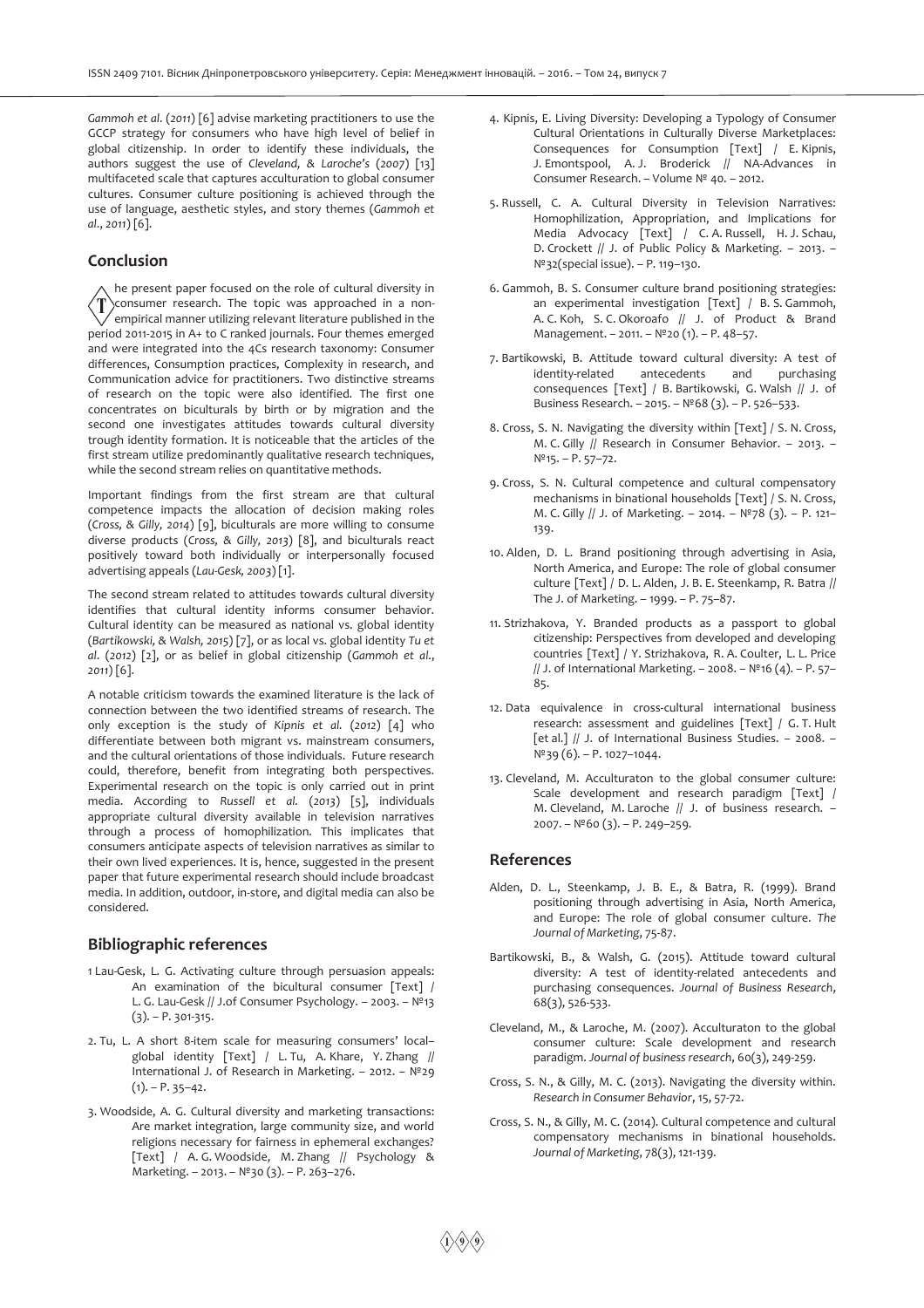*Gammoh et al*. (*2011*) [6] advise marketing practitioners to use the GCCP strategy for consumers who have high level of belief in global citizenship. In order to identify these individuals, the authors suggest the use of *Cleveland, & Laroche's* (*2007*) [13] multifaceted scale that captures acculturation to global consumer cultures. Consumer culture positioning is achieved through the use of language, aesthetic styles, and story themes (*Gammoh et al*., *2011*) [6].

## Conclusion

The present paper focused on the role of cultural diversity in consumer research. The topic was approached in a non-empirical manner utilizing relevant literature published in the period 2011-2015 in A+ to C ranked journals. Four themes emerged and were integrated into the 4Cs research taxonomy: Consumer differences, Consumption practices, Complexity in research, and Communication advice for practitioners. Two distinctive streams of research on the topic were also identified. The first one concentrates on biculturals by birth or by migration and the second one investigates attitudes towards cultural diversity trough identity formation. It is noticeable that the articles of the first stream utilize predominantly qualitative research techniques, while the second stream relies on quantitative methods.

Important findings from the first stream are that cultural competence impacts the allocation of decision making roles (*Cross, & Gilly, 2014*) [9], biculturals are more willing to consume diverse products (*Cross, & Gilly, 2013*) [8], and biculturals react positively toward both individually or interpersonally focused advertising appeals (*Lau-Gesk, 2003*) [1].

The second stream related to attitudes towards cultural diversity identifies that cultural identity informs consumer behavior. Cultural identity can be measured as national vs. global identity (*Bartikowski, & Walsh, 2015*) [7], or as local vs. global identity *Tu et al*. (*2012*) [2], or as belief in global citizenship (*Gammoh et al*., *2011*) [6].

A notable criticism towards the examined literature is the lack of connection between the two identified streams of research. The only exception is the study of *Kipnis et al.* (*2012*) [4] who differentiate between both migrant vs. mainstream consumers, and the cultural orientations of those individuals. Future research could, therefore, benefit from integrating both perspectives. Experimental research on the topic is only carried out in print media. According to *Russell et al.* (*2013*) [5], individuals appropriate cultural diversity available in television narratives through a process of homophilization. This implicates that consumers anticipate aspects of television narratives as similar to their own lived experiences. It is, hence, suggested in the present paper that future experimental research should include broadcast media. In addition, outdoor, in-store, and digital media can also be considered.

## Bibliographic references

1 Lau-Gesk, L. G. Activating culture through persuasion appeals: An examination of the bicultural consumer [Text] / L. G. Lau-Gesk // J.of Consumer Psychology. – 2003. – №13 (3). – P. 301-315.

2. Tu, L. A short 8-item scale for measuring consumers' local–global identity [Text] / L. Tu, A. Khare, Y. Zhang // International J. of Research in Marketing. – 2012. – №29 (1). – P. 35–42.

3. Woodside, A. G. Cultural diversity and marketing transactions: Are market integration, large community size, and world religions necessary for fairness in ephemeral exchanges? [Text] / A. G. Woodside, M. Zhang // Psychology & Marketing. – 2013. – №30 (3). – P. 263–276.

4. Kipnis, E. Living Diversity: Developing a Typology of Consumer Cultural Orientations in Culturally Diverse Marketplaces: Consequences for Consumption [Text] / E. Kipnis, J. Emontspool, A. J. Broderick // NA-Advances in Consumer Research. – Volume № 40. – 2012.

5. Russell, C. A. Cultural Diversity in Television Narratives: Homophilization, Appropriation, and Implications for Media Advocacy [Text] / C. A. Russell, H. J. Schau, D. Crockett // J. of Public Policy & Marketing. – 2013. – №32(special issue). – P. 119–130.

6. Gammoh, B. S. Consumer culture brand positioning strategies: an experimental investigation [Text] / B. S. Gammoh, A. C. Koh, S. C. Okoroafo // J. of Product & Brand Management. – 2011. – №20 (1). – P. 48–57.

7. Bartikowski, B. Attitude toward cultural diversity: A test of identity-related antecedents and purchasing consequences [Text] / B. Bartikowski, G. Walsh // J. of Business Research. – 2015. – №68 (3). – P. 526–533.

8. Cross, S. N. Navigating the diversity within [Text] / S. N. Cross, M. C. Gilly // Research in Consumer Behavior. – 2013. – №15. – P. 57–72.

9. Cross, S. N. Cultural competence and cultural compensatory mechanisms in binational households [Text] / S. N. Cross, M. C. Gilly // J. of Marketing. – 2014. – №78 (3). – P. 121–139.

10. Alden, D. L. Brand positioning through advertising in Asia, North America, and Europe: The role of global consumer culture [Text] / D. L. Alden, J. B. E. Steenkamp, R. Batra // The J. of Marketing. – 1999. – P. 75–87.

11. Strizhakova, Y. Branded products as a passport to global citizenship: Perspectives from developed and developing countries [Text] / Y. Strizhakova, R. A. Coulter, L. L. Price // J. of International Marketing. – 2008. – №16 (4). – P. 57–85.

12. Data equivalence in cross-cultural international business research: assessment and guidelines [Text] / G. T. Hult [et al.] // J. of International Business Studies. – 2008. – №39 (6). – P. 1027–1044.

13. Cleveland, M. Acculturaton to the global consumer culture: Scale development and research paradigm [Text] / M. Cleveland, M. Laroche // J. of business research. – 2007. – №60 (3). – P. 249–259.

## References

Alden, D. L., Steenkamp, J. B. E., & Batra, R. (1999). Brand positioning through advertising in Asia, North America, and Europe: The role of global consumer culture. *The Journal of Marketing*, 75-87.

Bartikowski, B., & Walsh, G. (2015). Attitude toward cultural diversity: A test of identity-related antecedents and purchasing consequences. *Journal of Business Research*, 68(3), 526-533.

Cleveland, M., & Laroche, M. (2007). Acculturaton to the global consumer culture: Scale development and research paradigm. *Journal of business research*, 60(3), 249-259.

Cross, S. N., & Gilly, M. C. (2013). Navigating the diversity within. *Research in Consumer Behavior*, 15, 57-72.

Cross, S. N., & Gilly, M. C. (2014). Cultural competence and cultural compensatory mechanisms in binational households. *Journal of Marketing*, 78(3), 121-139.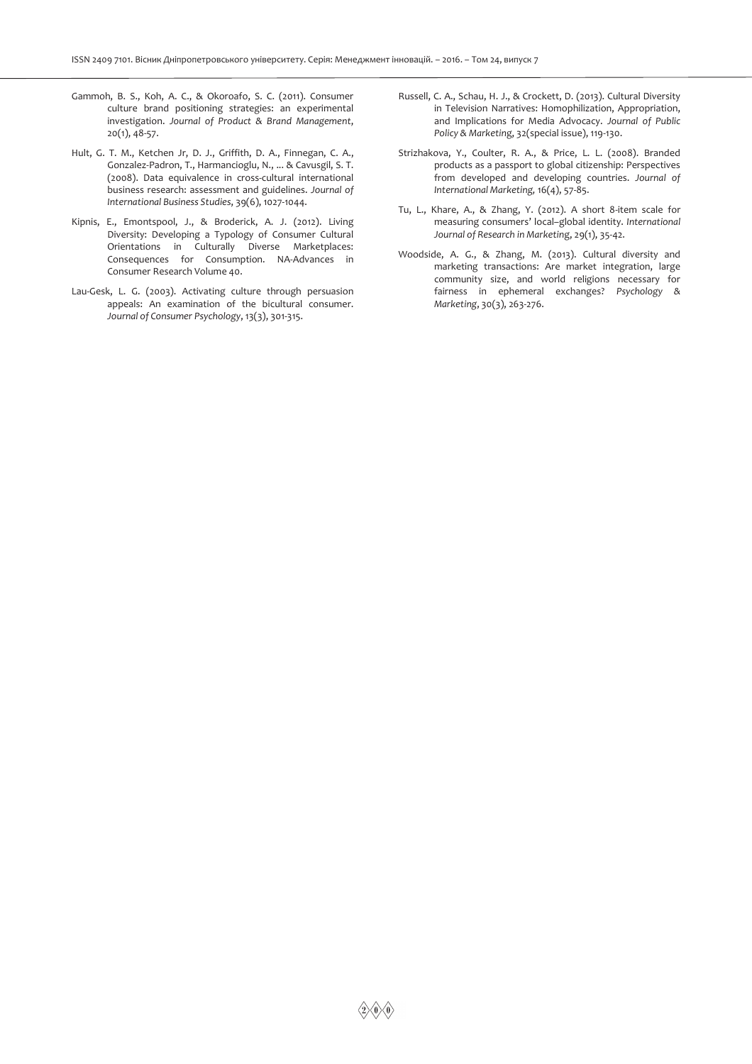Gammoh, B. S., Koh, A. C., & Okoroafo, S. C. (2011). Consumer culture brand positioning strategies: an experimental investigation. *Journal of Product & Brand Management*, 20(1), 48-57.

Hult, G. T. M., Ketchen Jr, D. J., Griffith, D. A., Finnegan, C. A., Gonzalez-Padron, T., Harmancioglu, N., ... & Cavusgil, S. T. (2008). Data equivalence in cross-cultural international business research: assessment and guidelines. *Journal of International Business Studies*, 39(6), 1027-1044.

Kipnis, E., Emontspool, J., & Broderick, A. J. (2012). Living Diversity: Developing a Typology of Consumer Cultural Orientations in Culturally Diverse Marketplaces: Consequences for Consumption. NA-Advances in Consumer Research Volume 40.

Lau-Gesk, L. G. (2003). Activating culture through persuasion appeals: An examination of the bicultural consumer. *Journal of Consumer Psychology*, 13(3), 301-315.

Russell, C. A., Schau, H. J., & Crockett, D. (2013). Cultural Diversity in Television Narratives: Homophilization, Appropriation, and Implications for Media Advocacy. *Journal of Public Policy & Marketing*, 32(special issue), 119-130.

Strizhakova, Y., Coulter, R. A., & Price, L. L. (2008). Branded products as a passport to global citizenship: Perspectives from developed and developing countries. *Journal of International Marketing*, 16(4), 57-85.

Tu, L., Khare, A., & Zhang, Y. (2012). A short 8-item scale for measuring consumers' local–global identity. *International Journal of Research in Marketing*, 29(1), 35-42.

Woodside, A. G., & Zhang, M. (2013). Cultural diversity and marketing transactions: Are market integration, large community size, and world religions necessary for fairness in ephemeral exchanges? *Psychology & Marketing*, 30(3), 263-276.